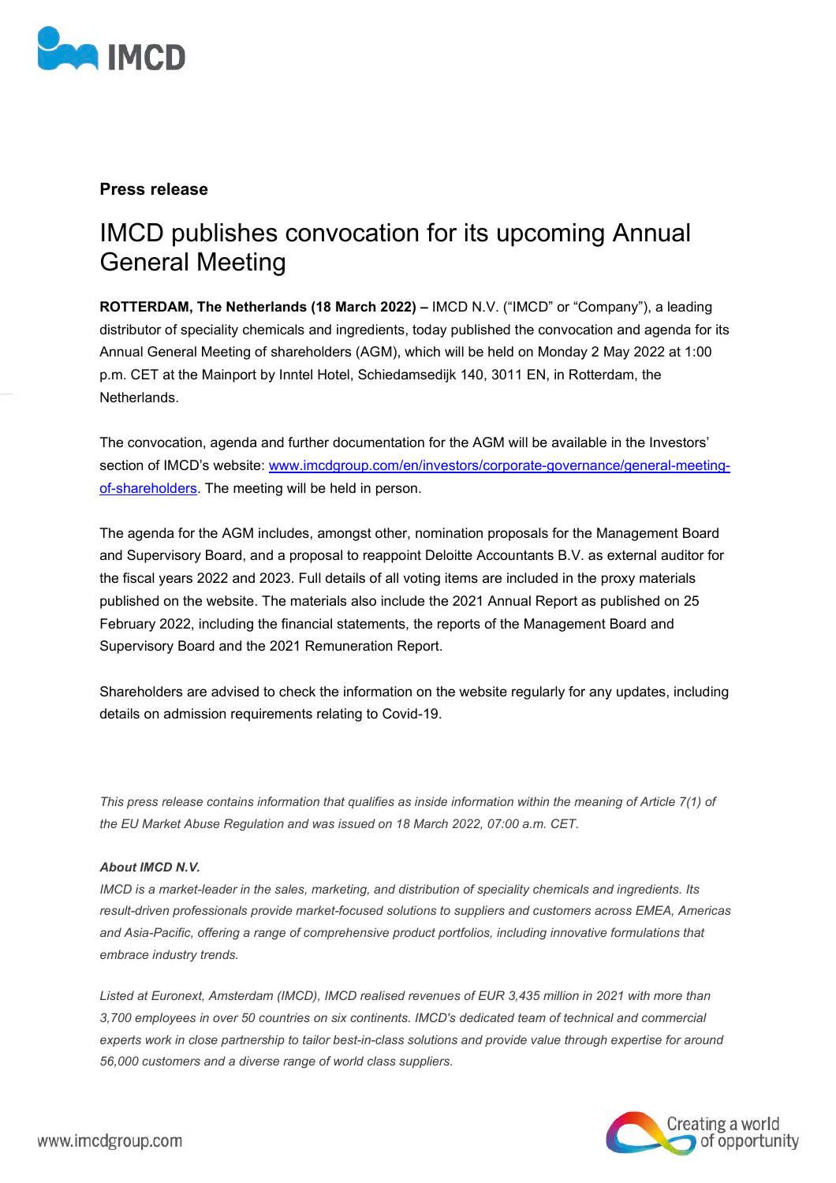**Press release**

# IMCD publishes convocation for its upcoming Annual General Meeting

**ROTTERDAM, The Netherlands (18 March 2022) –** IMCD N.V. ("IMCD" or "Company"), a leading distributor of speciality chemicals and ingredients, today published the convocation and agenda for its Annual General Meeting of shareholders (AGM), which will be held on Monday 2 May 2022 at 1:00 p.m. CET at the Mainport by Inntel Hotel, Schiedamsedijk 140, 3011 EN, in Rotterdam, the Netherlands.

The convocation, agenda and further documentation for the AGM will be available in the Investors' section of IMCD's website: [www.imcdgroup.com/en/investors/corporate-governance/general-meeting-of-shareholders](www.imcdgroup.com/en/investors/corporate-governance/general-meeting-of-shareholders). The meeting will be held in person.

The agenda for the AGM includes, amongst other, nomination proposals for the Management Board and Supervisory Board, and a proposal to reappoint Deloitte Accountants B.V. as external auditor for the fiscal years 2022 and 2023. Full details of all voting items are included in the proxy materials published on the website. The materials also include the 2021 Annual Report as published on 25 February 2022, including the financial statements, the reports of the Management Board and Supervisory Board and the 2021 Remuneration Report.

Shareholders are advised to check the information on the website regularly for any updates, including details on admission requirements relating to Covid-19.

*This press release contains information that qualifies as inside information within the meaning of Article 7(1) of the EU Market Abuse Regulation and was issued on 18 March 2022, 07:00 a.m. CET.*

***About IMCD N.V.***

*IMCD is a market-leader in the sales, marketing, and distribution of speciality chemicals and ingredients. Its result-driven professionals provide market-focused solutions to suppliers and customers across EMEA, Americas and Asia-Pacific, offering a range of comprehensive product portfolios, including innovative formulations that embrace industry trends.*

*Listed at Euronext, Amsterdam (IMCD), IMCD realised revenues of EUR 3,435 million in 2021 with more than 3,700 employees in over 50 countries on six continents. IMCD's dedicated team of technical and commercial experts work in close partnership to tailor best-in-class solutions and provide value through expertise for around 56,000 customers and a diverse range of world class suppliers.*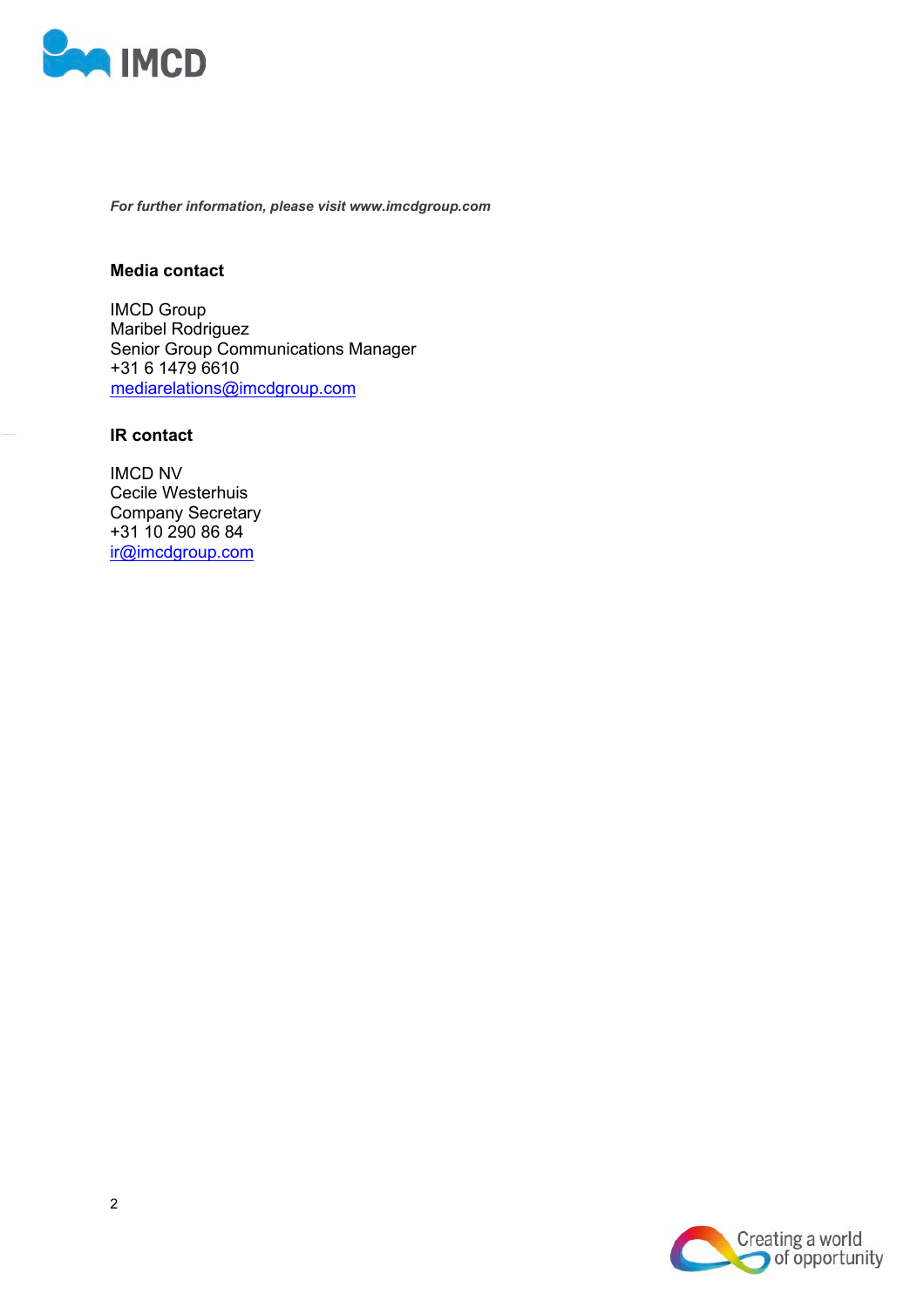*For further information, please visit www.imcdgroup.com*

**Media contact**

IMCD Group
Maribel Rodriguez
Senior Group Communications Manager
+31 6 1479 6610
mediarelations@imcdgroup.com

**IR contact**

IMCD NV
Cecile Westerhuis
Company Secretary
+31 10 290 86 84
ir@imcdgroup.com